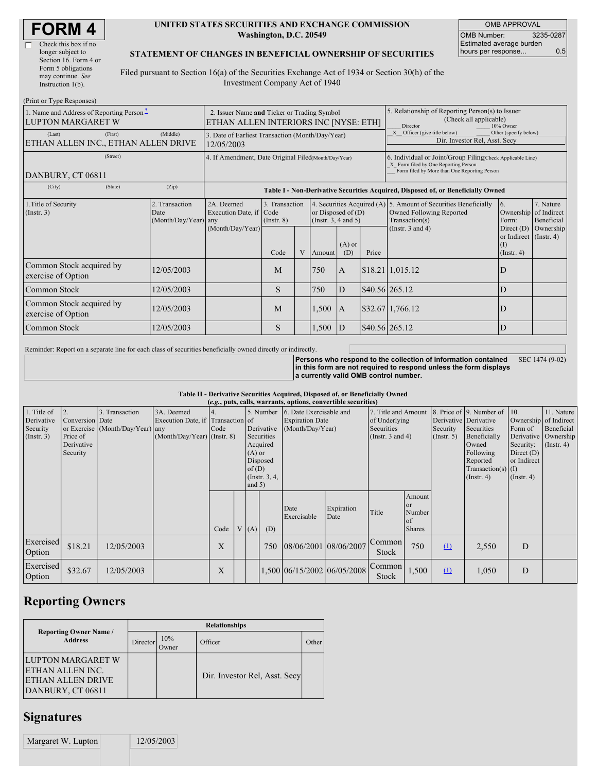# FORM 4

☐ Check this box if no longer subject to Section 16. Form 4 or Form 5 obligations may continue. *See* Instruction 1(b).

**UNITED STATES SECURITIES AND EXCHANGE COMMISSION**
**Washington, D.C. 20549**

**STATEMENT OF CHANGES IN BENEFICIAL OWNERSHIP OF SECURITIES**

Filed pursuant to Section 16(a) of the Securities Exchange Act of 1934 or Section 30(h) of the Investment Company Act of 1940

| OMB APPROVAL | |
|---|---|
| OMB Number: | 3235-0287 |
| Estimated average burden hours per response... | 0.5 |

(Print or Type Responses)

| 1. Name and Address of Reporting Person * | 2. Issuer Name and Ticker or Trading Symbol | 5. Relationship of Reporting Person(s) to Issuer (Check all applicable) |
|---|---|---|
| LUPTON MARGARET W | ETHAN ALLEN INTERIORS INC [NYSE: ETH] | ___ Director ___ 10% Owner _X_ Officer (give title below) ___ Other (specify below) |
| (Last) (First) (Middle) ETHAN ALLEN INC., ETHAN ALLEN DRIVE | 3. Date of Earliest Transaction (Month/Day/Year) 12/05/2003 | Dir. Investor Rel, Asst. Secy |
| (Street) DANBURY, CT 06811 | 4. If Amendment, Date Original Filed (Month/Day/Year) | 6. Individual or Joint/Group Filing (Check Applicable Line) _X_ Form filed by One Reporting Person ___ Form filed by More than One Reporting Person |
| (City) (State) (Zip) | | |

**Table I - Non-Derivative Securities Acquired, Disposed of, or Beneficially Owned**

| 1.Title of Security (Instr. 3) | 2. Transaction Date (Month/Day/Year) | 2A. Deemed Execution Date, if any (Month/Day/Year) | 3. Transaction Code (Instr. 8) | | 4. Securities Acquired (A) or Disposed of (D) (Instr. 3, 4 and 5) | | | 5. Amount of Securities Beneficially Owned Following Reported Transaction(s) (Instr. 3 and 4) | 6. Ownership Form: Direct (D) or Indirect (I) (Instr. 4) | 7. Nature of Indirect Beneficial Ownership (Instr. 4) |
|---|---|---|---|---|---|---|---|---|---|---|
| | | | Code | V | Amount | (A) or (D) | Price | | | |
| Common Stock acquired by exercise of Option | 12/05/2003 | | M | | 750 | A | $18.21 | 1,015.12 | D | |
| Common Stock | 12/05/2003 | | S | | 750 | D | $40.56 | 265.12 | D | |
| Common Stock acquired by exercise of Option | 12/05/2003 | | M | | 1,500 | A | $32.67 | 1,766.12 | D | |
| Common Stock | 12/05/2003 | | S | | 1,500 | D | $40.56 | 265.12 | D | |

Reminder: Report on a separate line for each class of securities beneficially owned directly or indirectly.

**Persons who respond to the collection of information contained in this form are not required to respond unless the form displays a currently valid OMB control number.** SEC 1474 (9-02)

**Table II - Derivative Securities Acquired, Disposed of, or Beneficially Owned**
**(*e.g.*, puts, calls, warrants, options, convertible securities)**

| 1. Title of Derivative Security (Instr. 3) | 2. Conversion or Exercise Price of Derivative Security | 3. Transaction Date (Month/Day/Year) | 3A. Deemed Execution Date, if any (Month/Day/Year) | 4. Transaction Code (Instr. 8) | | 5. Number of Derivative Securities Acquired (A) or Disposed of (D) (Instr. 3, 4, and 5) | | 6. Date Exercisable and Expiration Date (Month/Day/Year) | | 7. Title and Amount of Underlying Securities (Instr. 3 and 4) | | 8. Price of Derivative Security (Instr. 5) | 9. Number of Derivative Securities Beneficially Owned Following Reported Transaction(s) (Instr. 4) | 10. Ownership Form of Derivative Security: Direct (D) or Indirect (I) (Instr. 4) | 11. Nature of Indirect Beneficial Ownership (Instr. 4) |
|---|---|---|---|---|---|---|---|---|---|---|---|---|---|---|---|
| | | | | Code | V | (A) | (D) | Date Exercisable | Expiration Date | Title | Amount or Number of Shares | | | | |
| Exercised Option | $18.21 | 12/05/2003 | | X | | | 750 | 08/06/2001 | 08/06/2007 | Common Stock | 750 | (1) | 2,550 | D | |
| Exercised Option | $32.67 | 12/05/2003 | | X | | | 1,500 | 06/15/2002 | 06/05/2008 | Common Stock | 1,500 | (1) | 1,050 | D | |

## Reporting Owners

| Reporting Owner Name / Address | Relationships | | | |
|---|---|---|---|---|
| | Director | 10% Owner | Officer | Other |
| LUPTON MARGARET W ETHAN ALLEN INC. ETHAN ALLEN DRIVE DANBURY, CT 06811 | | | Dir. Investor Rel, Asst. Secy | |

## Signatures

| Margaret W. Lupton | 12/05/2003 |
|---|---|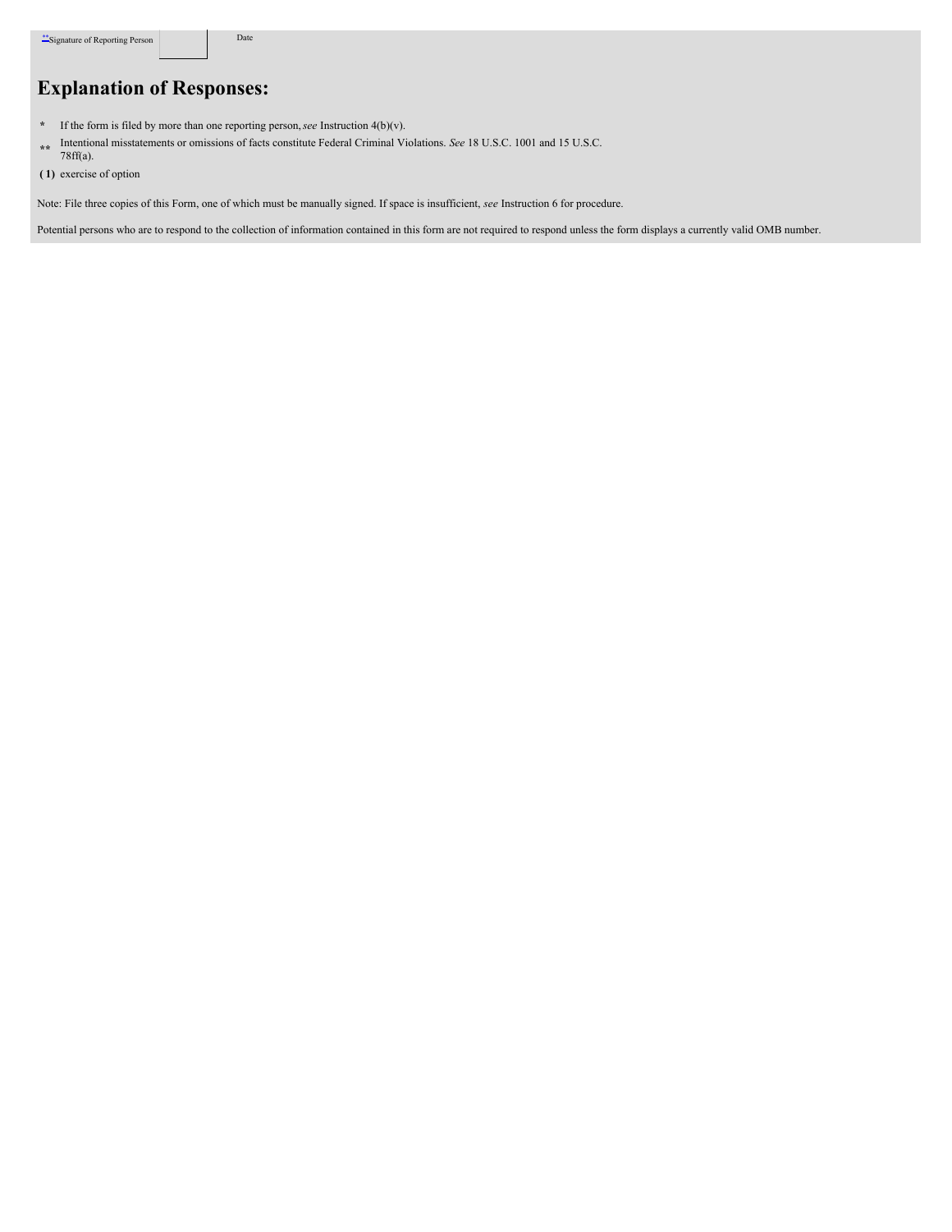| ** Signature of Reporting Person | | Date |
| --- | --- | --- |

## Explanation of Responses:

\* If the form is filed by more than one reporting person, *see* Instruction 4(b)(v).

** Intentional misstatements or omissions of facts constitute Federal Criminal Violations. *See* 18 U.S.C. 1001 and 15 U.S.C. 78ff(a).

**( 1)** exercise of option

Note: File three copies of this Form, one of which must be manually signed. If space is insufficient, *see* Instruction 6 for procedure.

Potential persons who are to respond to the collection of information contained in this form are not required to respond unless the form displays a currently valid OMB number.